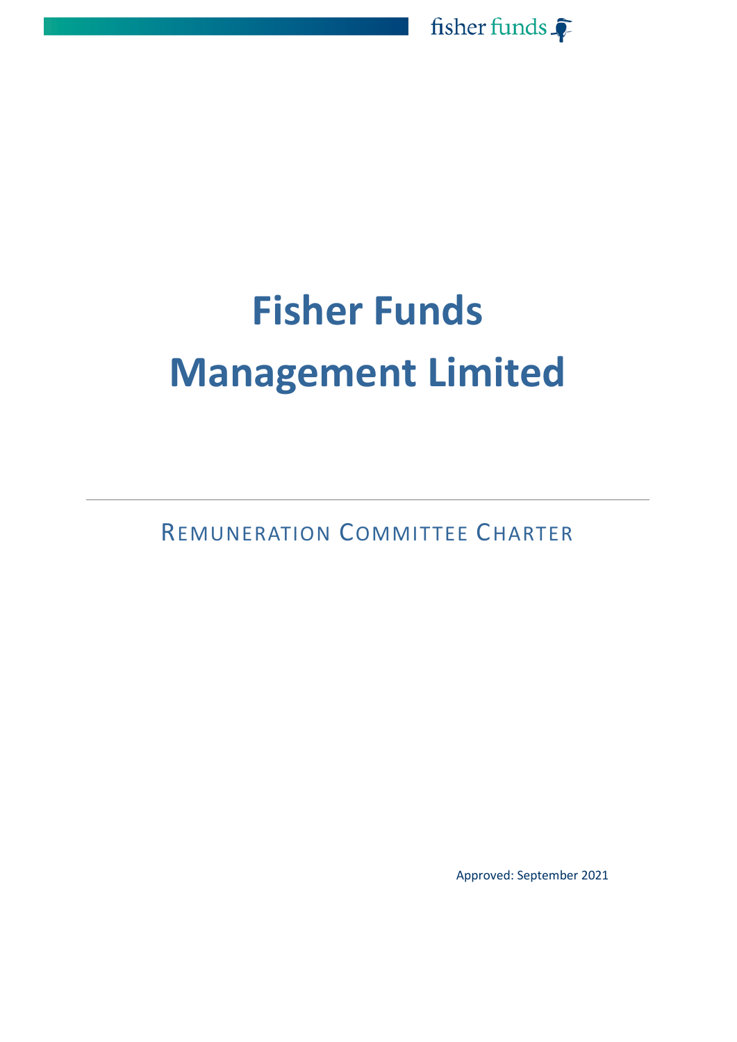# Fisher Funds Management Limited

## Remuneration Committee Charter

Approved: September 2021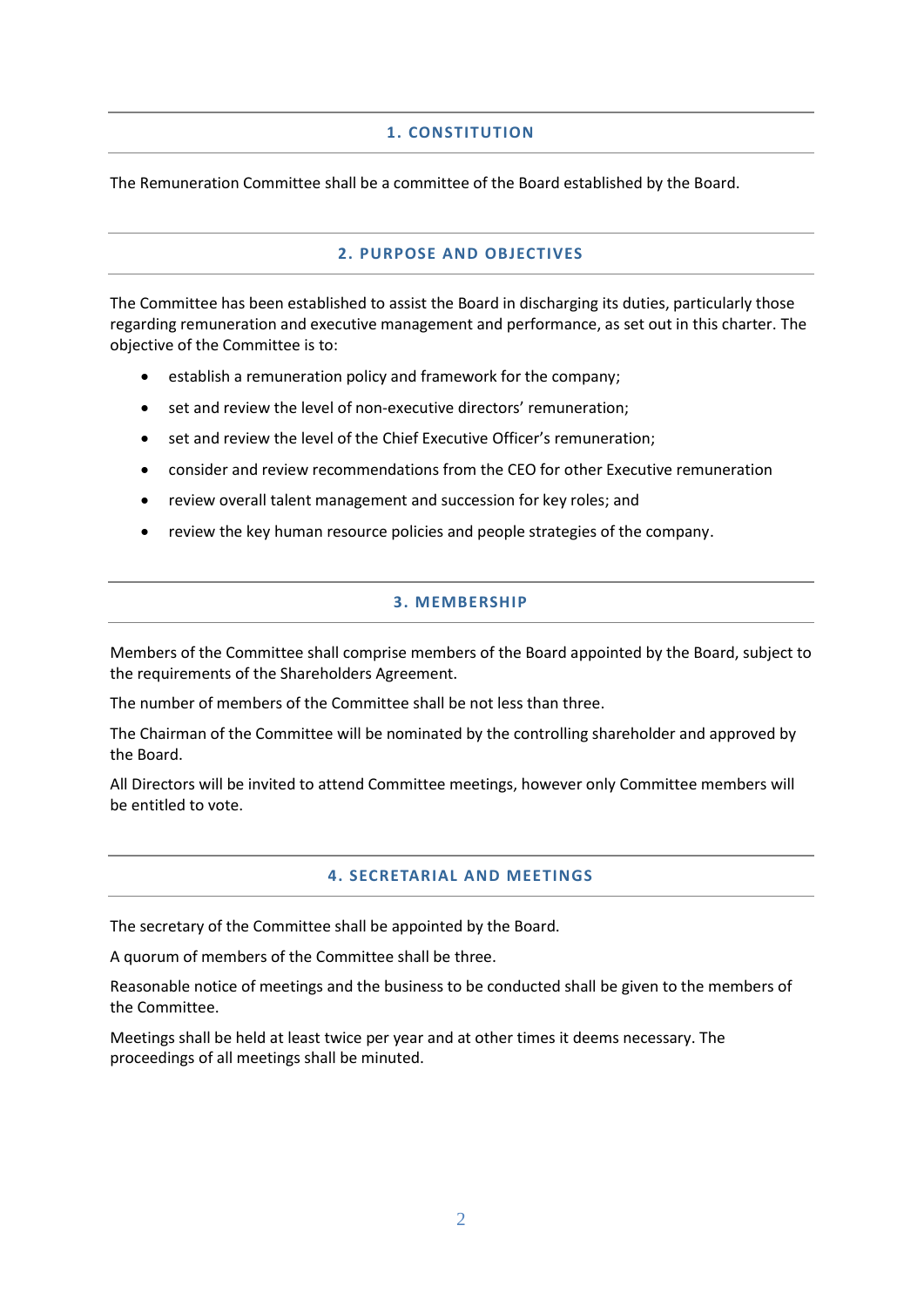## 1. CONSTITUTION

The Remuneration Committee shall be a committee of the Board established by the Board.

## 2. PURPOSE AND OBJECTIVES

The Committee has been established to assist the Board in discharging its duties, particularly those regarding remuneration and executive management and performance, as set out in this charter. The objective of the Committee is to:

- establish a remuneration policy and framework for the company;
- set and review the level of non-executive directors' remuneration;
- set and review the level of the Chief Executive Officer's remuneration;
- consider and review recommendations from the CEO for other Executive remuneration
- review overall talent management and succession for key roles; and
- review the key human resource policies and people strategies of the company.

## 3. MEMBERSHIP

Members of the Committee shall comprise members of the Board appointed by the Board, subject to the requirements of the Shareholders Agreement.

The number of members of the Committee shall be not less than three.

The Chairman of the Committee will be nominated by the controlling shareholder and approved by the Board.

All Directors will be invited to attend Committee meetings, however only Committee members will be entitled to vote.

## 4. SECRETARIAL AND MEETINGS

The secretary of the Committee shall be appointed by the Board.

A quorum of members of the Committee shall be three.

Reasonable notice of meetings and the business to be conducted shall be given to the members of the Committee.

Meetings shall be held at least twice per year and at other times it deems necessary. The proceedings of all meetings shall be minuted.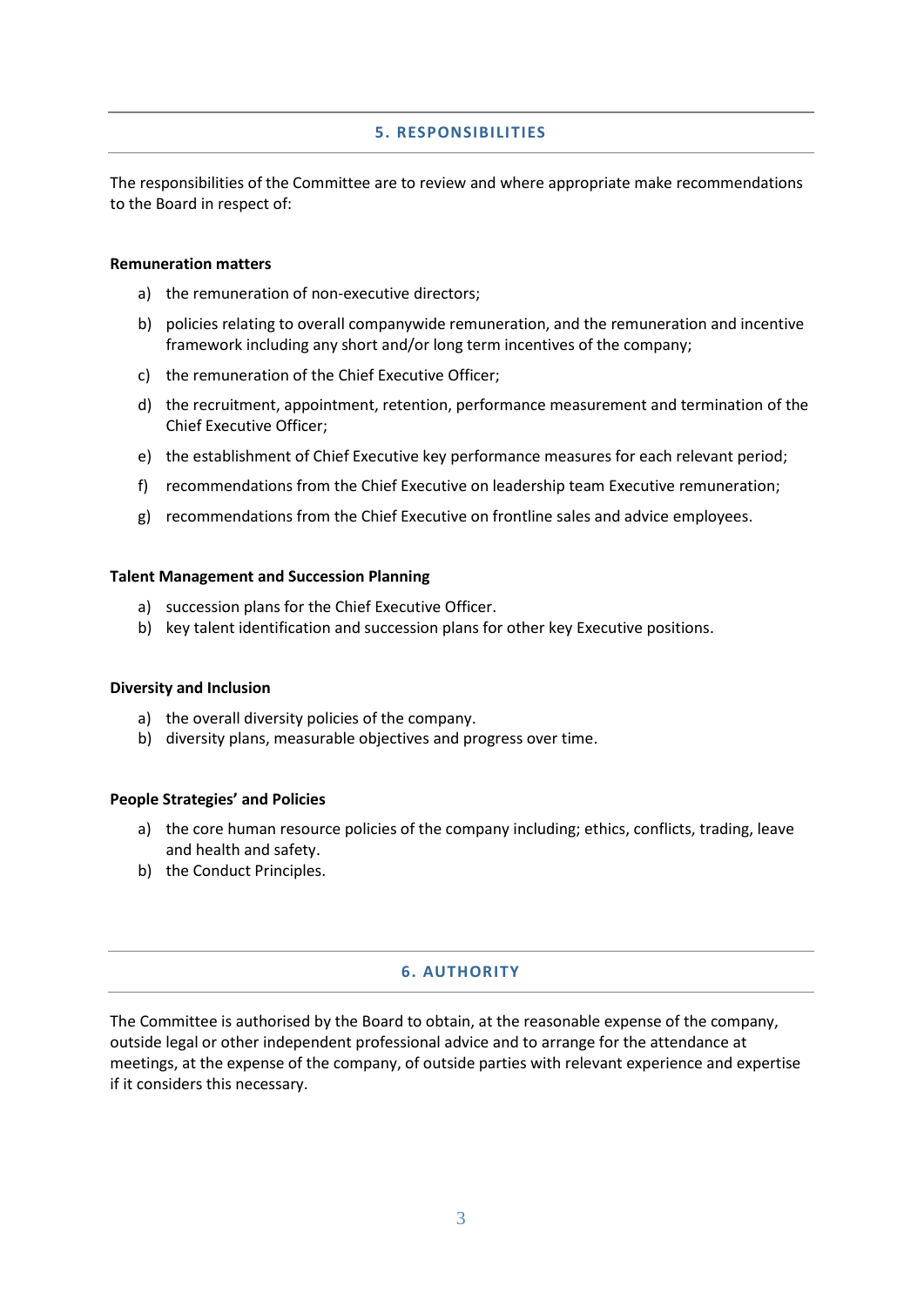## 5. RESPONSIBILITIES

The responsibilities of the Committee are to review and where appropriate make recommendations to the Board in respect of:

**Remuneration matters**

a) the remuneration of non-executive directors;

b) policies relating to overall companywide remuneration, and the remuneration and incentive framework including any short and/or long term incentives of the company;

c) the remuneration of the Chief Executive Officer;

d) the recruitment, appointment, retention, performance measurement and termination of the Chief Executive Officer;

e) the establishment of Chief Executive key performance measures for each relevant period;

f) recommendations from the Chief Executive on leadership team Executive remuneration;

g) recommendations from the Chief Executive on frontline sales and advice employees.

**Talent Management and Succession Planning**

a) succession plans for the Chief Executive Officer.

b) key talent identification and succession plans for other key Executive positions.

**Diversity and Inclusion**

a) the overall diversity policies of the company.

b) diversity plans, measurable objectives and progress over time.

**People Strategies' and Policies**

a) the core human resource policies of the company including; ethics, conflicts, trading, leave and health and safety.

b) the Conduct Principles.

## 6. AUTHORITY

The Committee is authorised by the Board to obtain, at the reasonable expense of the company, outside legal or other independent professional advice and to arrange for the attendance at meetings, at the expense of the company, of outside parties with relevant experience and expertise if it considers this necessary.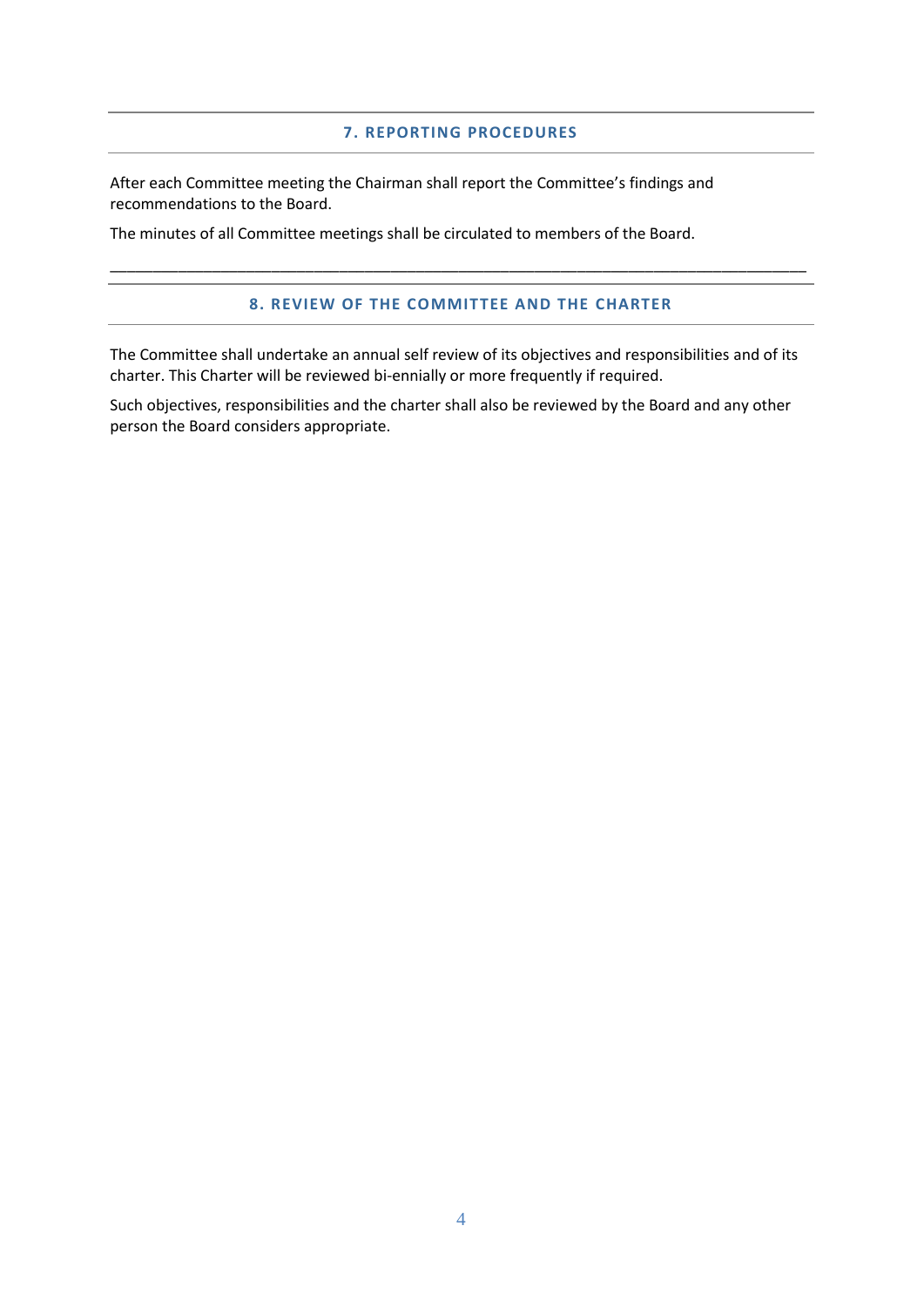## 7. REPORTING PROCEDURES

After each Committee meeting the Chairman shall report the Committee's findings and recommendations to the Board.

The minutes of all Committee meetings shall be circulated to members of the Board.

## 8. REVIEW OF THE COMMITTEE AND THE CHARTER

The Committee shall undertake an annual self review of its objectives and responsibilities and of its charter. This Charter will be reviewed bi-ennially or more frequently if required.

Such objectives, responsibilities and the charter shall also be reviewed by the Board and any other person the Board considers appropriate.